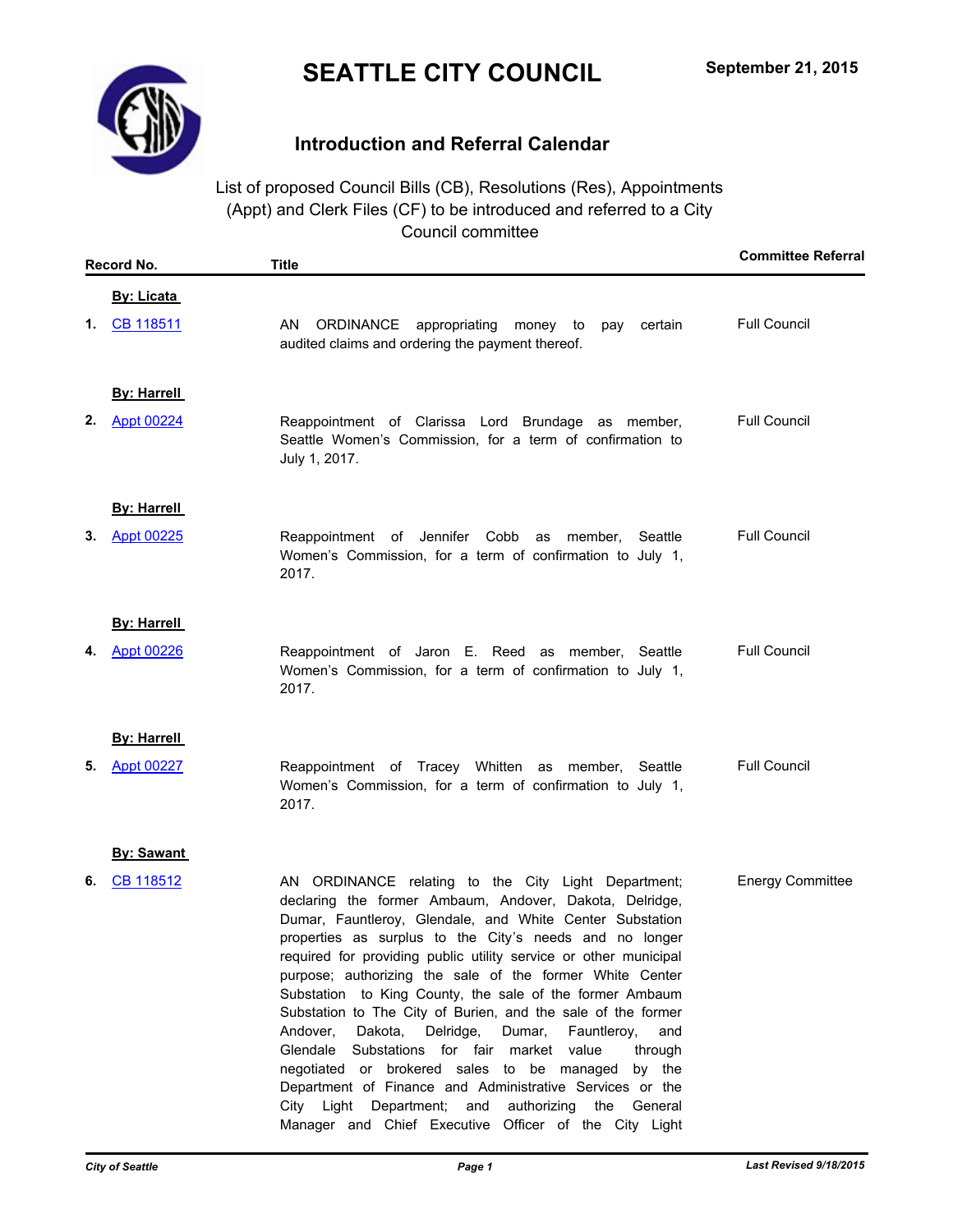# SEATTLE CITY COUNCIL

**September 21, 2015**

## Introduction and Referral Calendar

List of proposed Council Bills (CB), Resolutions (Res), Appointments (Appt) and Clerk Files (CF) to be introduced and referred to a City Council committee

| | Record No. | Title | Committee Referral |
|---|---|---|---|
| | **By: Licata** | | |
| **1.** | CB 118511 | AN ORDINANCE appropriating money to pay certain audited claims and ordering the payment thereof. | Full Council |
| | **By: Harrell** | | |
| **2.** | Appt 00224 | Reappointment of Clarissa Lord Brundage as member, Seattle Women's Commission, for a term of confirmation to July 1, 2017. | Full Council |
| | **By: Harrell** | | |
| **3.** | Appt 00225 | Reappointment of Jennifer Cobb as member, Seattle Women's Commission, for a term of confirmation to July 1, 2017. | Full Council |
| | **By: Harrell** | | |
| **4.** | Appt 00226 | Reappointment of Jaron E. Reed as member, Seattle Women's Commission, for a term of confirmation to July 1, 2017. | Full Council |
| | **By: Harrell** | | |
| **5.** | Appt 00227 | Reappointment of Tracey Whitten as member, Seattle Women's Commission, for a term of confirmation to July 1, 2017. | Full Council |
| | **By: Sawant** | | |
| **6.** | CB 118512 | AN ORDINANCE relating to the City Light Department; declaring the former Ambaum, Andover, Dakota, Delridge, Dumar, Fauntleroy, Glendale, and White Center Substation properties as surplus to the City's needs and no longer required for providing public utility service or other municipal purpose; authorizing the sale of the former White Center Substation to King County, the sale of the former Ambaum Substation to The City of Burien, and the sale of the former Andover, Dakota, Delridge, Dumar, Fauntleroy, and Glendale Substations for fair market value through negotiated or brokered sales to be managed by the Department of Finance and Administrative Services or the City Light Department; and authorizing the General Manager and Chief Executive Officer of the City Light | Energy Committee |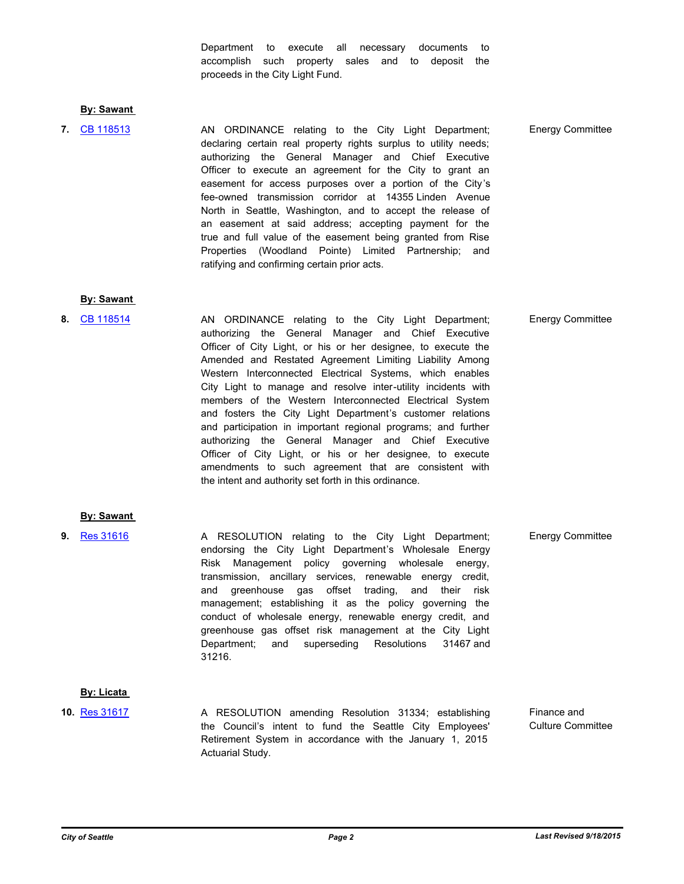Department to execute all necessary documents to accomplish such property sales and to deposit the proceeds in the City Light Fund.

**By: Sawant**

**7.** CB 118513

AN ORDINANCE relating to the City Light Department; declaring certain real property rights surplus to utility needs; authorizing the General Manager and Chief Executive Officer to execute an agreement for the City to grant an easement for access purposes over a portion of the City's fee-owned transmission corridor at 14355 Linden Avenue North in Seattle, Washington, and to accept the release of an easement at said address; accepting payment for the true and full value of the easement being granted from Rise Properties (Woodland Pointe) Limited Partnership; and ratifying and confirming certain prior acts.

Energy Committee

**By: Sawant**

**8.** CB 118514

AN ORDINANCE relating to the City Light Department; authorizing the General Manager and Chief Executive Officer of City Light, or his or her designee, to execute the Amended and Restated Agreement Limiting Liability Among Western Interconnected Electrical Systems, which enables City Light to manage and resolve inter-utility incidents with members of the Western Interconnected Electrical System and fosters the City Light Department's customer relations and participation in important regional programs; and further authorizing the General Manager and Chief Executive Officer of City Light, or his or her designee, to execute amendments to such agreement that are consistent with the intent and authority set forth in this ordinance.

Energy Committee

**By: Sawant**

**9.** Res 31616

A RESOLUTION relating to the City Light Department; endorsing the City Light Department's Wholesale Energy Risk Management policy governing wholesale energy, transmission, ancillary services, renewable energy credit, and greenhouse gas offset trading, and their risk management; establishing it as the policy governing the conduct of wholesale energy, renewable energy credit, and greenhouse gas offset risk management at the City Light Department; and superseding Resolutions 31467 and 31216.

Energy Committee

**By: Licata**

**10.** Res 31617

A RESOLUTION amending Resolution 31334; establishing the Council's intent to fund the Seattle City Employees' Retirement System in accordance with the January 1, 2015 Actuarial Study.

Finance and Culture Committee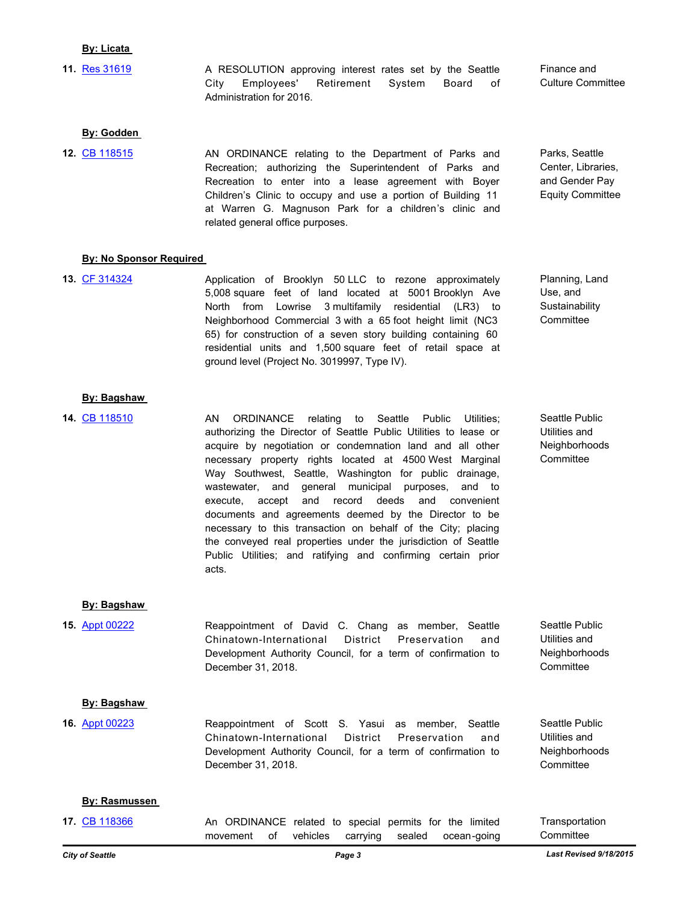**By: Licata**

**11.** Res 31619 — A RESOLUTION approving interest rates set by the Seattle City Employees' Retirement System Board of Administration for 2016. — Finance and Culture Committee

**By: Godden**

**12.** CB 118515 — AN ORDINANCE relating to the Department of Parks and Recreation; authorizing the Superintendent of Parks and Recreation to enter into a lease agreement with Boyer Children's Clinic to occupy and use a portion of Building 11 at Warren G. Magnuson Park for a children's clinic and related general office purposes. — Parks, Seattle Center, Libraries, and Gender Pay Equity Committee

**By: No Sponsor Required**

**13.** CF 314324 — Application of Brooklyn 50 LLC to rezone approximately 5,008 square feet of land located at 5001 Brooklyn Ave North from Lowrise 3 multifamily residential (LR3) to Neighborhood Commercial 3 with a 65 foot height limit (NC3 65) for construction of a seven story building containing 60 residential units and 1,500 square feet of retail space at ground level (Project No. 3019997, Type IV). — Planning, Land Use, and Sustainability Committee

**By: Bagshaw**

**14.** CB 118510 — AN ORDINANCE relating to Seattle Public Utilities; authorizing the Director of Seattle Public Utilities to lease or acquire by negotiation or condemnation land and all other necessary property rights located at 4500 West Marginal Way Southwest, Seattle, Washington for public drainage, wastewater, and general municipal purposes, and to execute, accept and record deeds and convenient documents and agreements deemed by the Director to be necessary to this transaction on behalf of the City; placing the conveyed real properties under the jurisdiction of Seattle Public Utilities; and ratifying and confirming certain prior acts. — Seattle Public Utilities and Neighborhoods Committee

**By: Bagshaw**

**15.** Appt 00222 — Reappointment of David C. Chang as member, Seattle Chinatown-International District Preservation and Development Authority Council, for a term of confirmation to December 31, 2018. — Seattle Public Utilities and Neighborhoods Committee

**By: Bagshaw**

**16.** Appt 00223 — Reappointment of Scott S. Yasui as member, Seattle Chinatown-International District Preservation and Development Authority Council, for a term of confirmation to December 31, 2018. — Seattle Public Utilities and Neighborhoods Committee

**By: Rasmussen**

**17.** CB 118366 — An ORDINANCE related to special permits for the limited movement of vehicles carrying sealed ocean-going — Transportation Committee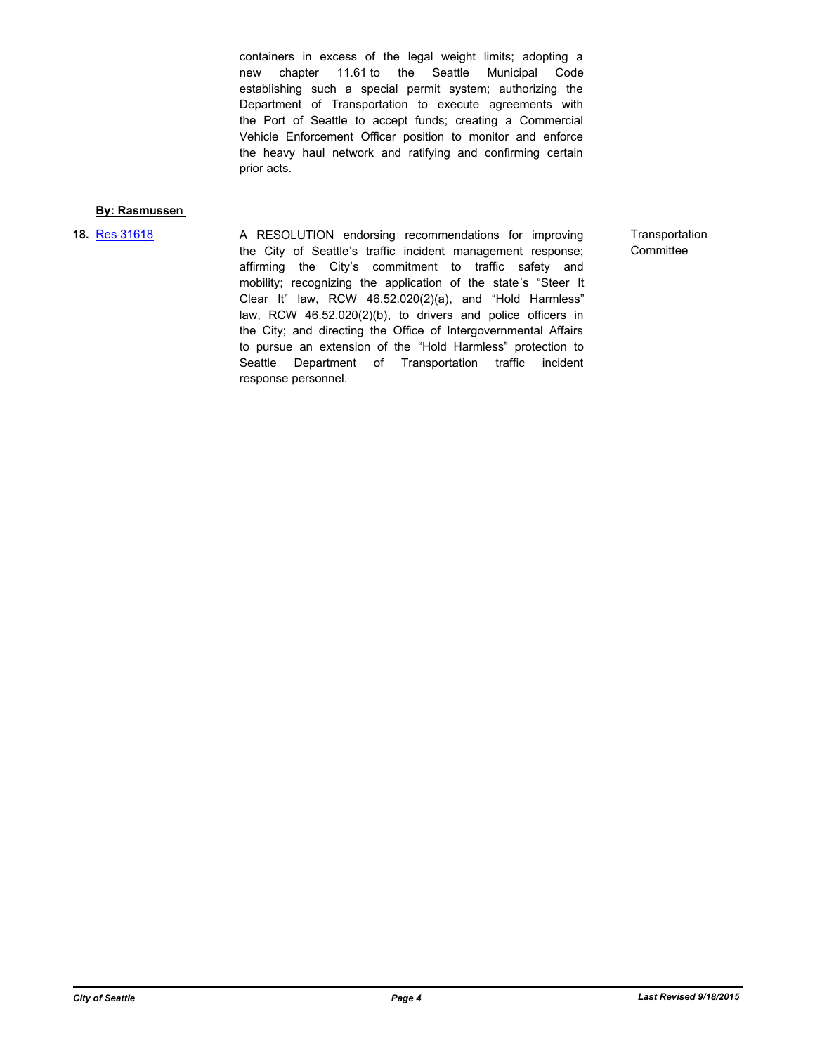containers in excess of the legal weight limits; adopting a new chapter 11.61 to the Seattle Municipal Code establishing such a special permit system; authorizing the Department of Transportation to execute agreements with the Port of Seattle to accept funds; creating a Commercial Vehicle Enforcement Officer position to monitor and enforce the heavy haul network and ratifying and confirming certain prior acts.

**By: Rasmussen**

**18.** Res 31618

A RESOLUTION endorsing recommendations for improving the City of Seattle's traffic incident management response; affirming the City's commitment to traffic safety and mobility; recognizing the application of the state's "Steer It Clear It" law, RCW 46.52.020(2)(a), and "Hold Harmless" law, RCW 46.52.020(2)(b), to drivers and police officers in the City; and directing the Office of Intergovernmental Affairs to pursue an extension of the "Hold Harmless" protection to Seattle Department of Transportation traffic incident response personnel.

Transportation Committee